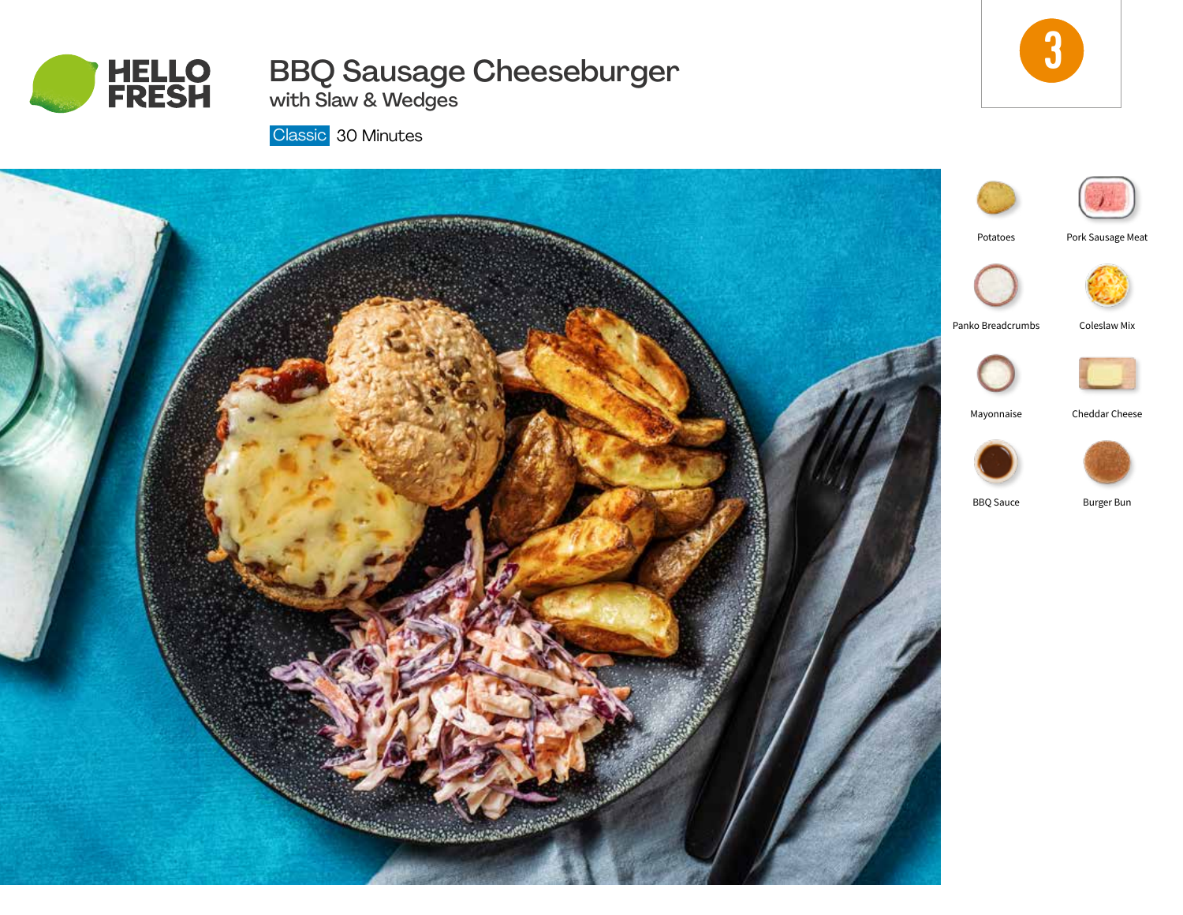HELLO FRESH

# BBQ Sausage Cheeseburger

## with Slaw & Wedges

Classic 30 Minutes

3

- Potatoes
- Pork Sausage Meat
- Panko Breadcrumbs
- Coleslaw Mix
- Mayonnaise
- Cheddar Cheese
- BBQ Sauce
- Burger Bun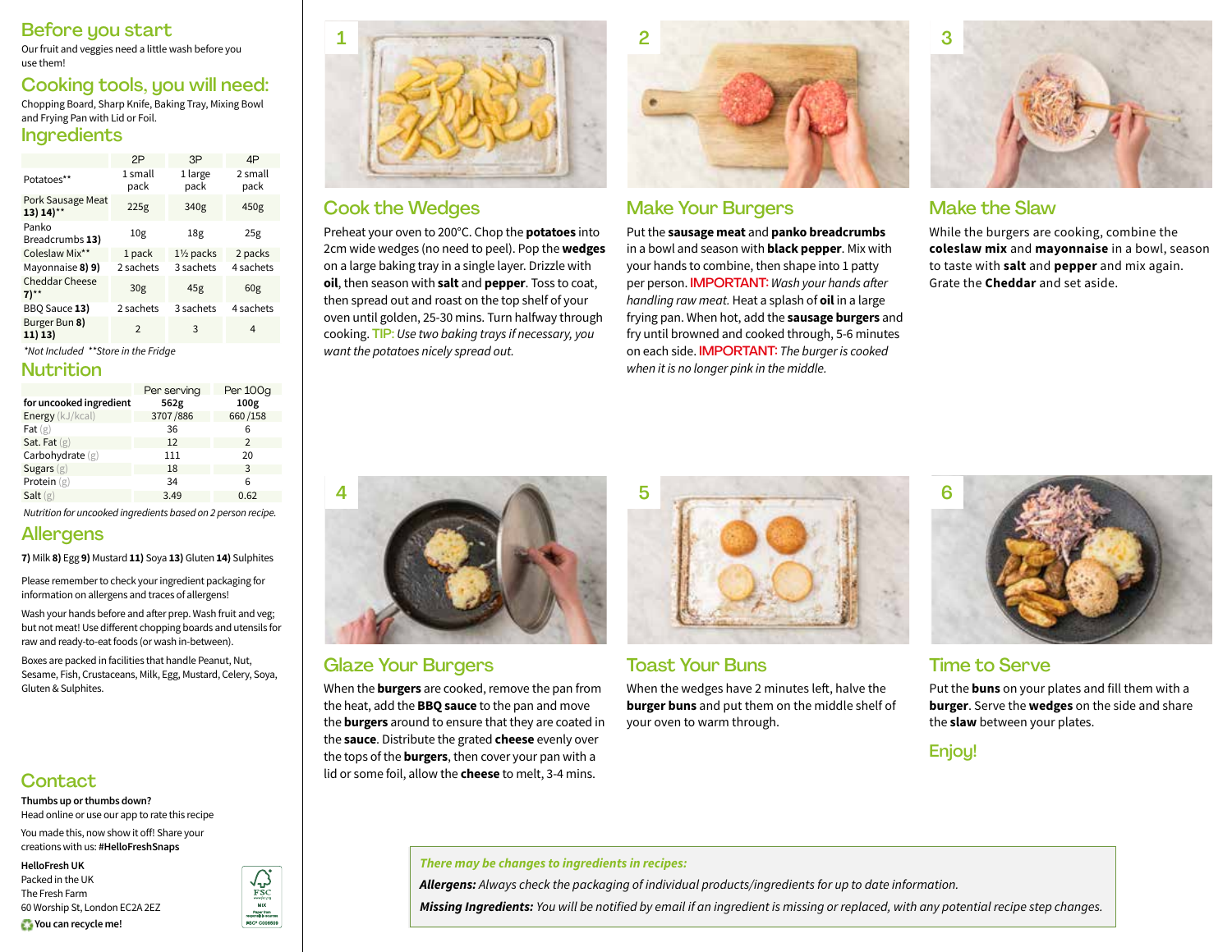## Before you start

Our fruit and veggies need a little wash before you use them!

## Cooking tools, you will need:

Chopping Board, Sharp Knife, Baking Tray, Mixing Bowl and Frying Pan with Lid or Foil.

## Ingredients

| | 2P | 3P | 4P |
|---|---|---|---|
| Potatoes** | 1 small pack | 1 large pack | 2 small pack |
| Pork Sausage Meat **13) 14)**** | 225g | 340g | 450g |
| Panko Breadcrumbs **13)** | 10g | 18g | 25g |
| Coleslaw Mix** | 1 pack | 1½ packs | 2 packs |
| Mayonnaise **8) 9)** | 2 sachets | 3 sachets | 4 sachets |
| Cheddar Cheese **7)**** | 30g | 45g | 60g |
| BBQ Sauce **13)** | 2 sachets | 3 sachets | 4 sachets |
| Burger Bun **8) 11) 13)** | 2 | 3 | 4 |

*\*Not Included \*\*Store in the Fridge*

## Nutrition

| | Per serving | Per 100g |
|---|---|---|
| **for uncooked ingredient** | **562g** | **100g** |
| Energy (kJ/kcal) | 3707 /886 | 660 /158 |
| Fat (g) | 36 | 6 |
| Sat. Fat (g) | 12 | 2 |
| Carbohydrate (g) | 111 | 20 |
| Sugars (g) | 18 | 3 |
| Protein (g) | 34 | 6 |
| Salt (g) | 3.49 | 0.62 |

*Nutrition for uncooked ingredients based on 2 person recipe.*

## Allergens

**7)** Milk **8)** Egg **9)** Mustard **11)** Soya **13)** Gluten **14)** Sulphites

Please remember to check your ingredient packaging for information on allergens and traces of allergens!

Wash your hands before and after prep. Wash fruit and veg; but not meat! Use different chopping boards and utensils for raw and ready-to-eat foods (or wash in-between).

Boxes are packed in facilities that handle Peanut, Nut, Sesame, Fish, Crustaceans, Milk, Egg, Mustard, Celery, Soya, Gluten & Sulphites.

## Contact

**Thumbs up or thumbs down?**
Head online or use our app to rate this recipe

You made this, now show it off! Share your creations with us: **#HelloFreshSnaps**

**HelloFresh UK**
Packed in the UK
The Fresh Farm
60 Worship St, London EC2A 2EZ

**You can recycle me!**

### 1 Cook the Wedges

Preheat your oven to 200°C. Chop the **potatoes** into 2cm wide wedges (no need to peel). Pop the **wedges** on a large baking tray in a single layer. Drizzle with **oil**, then season with **salt** and **pepper**. Toss to coat, then spread out and roast on the top shelf of your oven until golden, 25-30 mins. Turn halfway through cooking. TIP: *Use two baking trays if necessary, you want the potatoes nicely spread out.*

### 2 Make Your Burgers

Put the **sausage meat** and **panko breadcrumbs** in a bowl and season with **black pepper**. Mix with your hands to combine, then shape into 1 patty per person. IMPORTANT: *Wash your hands after handling raw meat.* Heat a splash of **oil** in a large frying pan. When hot, add the **sausage burgers** and fry until browned and cooked through, 5-6 minutes on each side. IMPORTANT: *The burger is cooked when it is no longer pink in the middle.*

### 3 Make the Slaw

While the burgers are cooking, combine the **coleslaw mix** and **mayonnaise** in a bowl, season to taste with **salt** and **pepper** and mix again. Grate the **Cheddar** and set aside.

### 4 Glaze Your Burgers

When the **burgers** are cooked, remove the pan from the heat, add the **BBQ sauce** to the pan and move the **burgers** around to ensure that they are coated in the **sauce**. Distribute the grated **cheese** evenly over the tops of the **burgers**, then cover your pan with a lid or some foil, allow the **cheese** to melt, 3-4 mins.

### 5 Toast Your Buns

When the wedges have 2 minutes left, halve the **burger buns** and put them on the middle shelf of your oven to warm through.

### 6 Time to Serve

Put the **buns** on your plates and fill them with a **burger**. Serve the **wedges** on the side and share the **slaw** between your plates.

**Enjoy!**

***There may be changes to ingredients in recipes:***

***Allergens:*** *Always check the packaging of individual products/ingredients for up to date information.*

***Missing Ingredients:*** *You will be notified by email if an ingredient is missing or replaced, with any potential recipe step changes.*